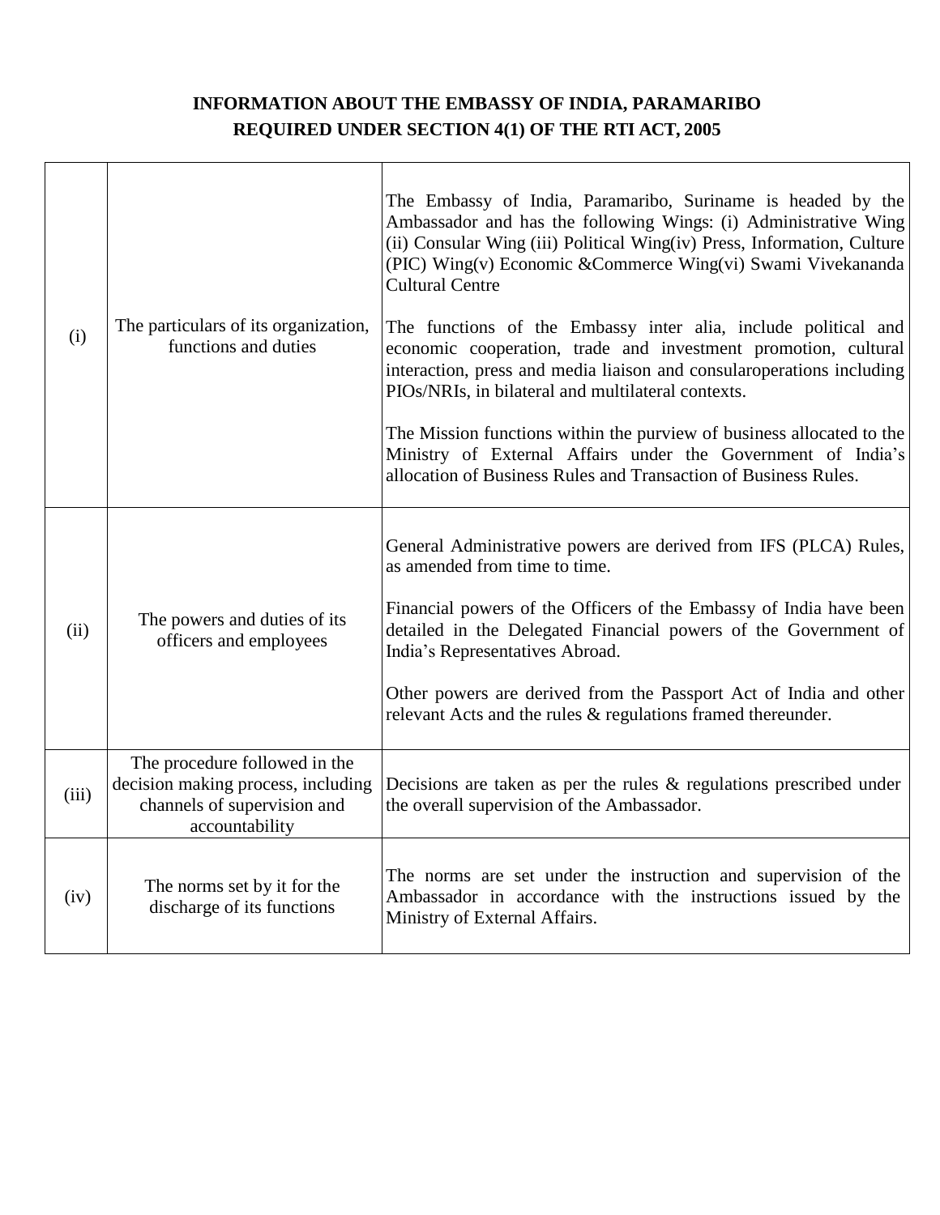# INFORMATION ABOUT THE EMBASSY OF INDIA, PARAMARIBO REQUIRED UNDER SECTION 4(1) OF THE RTI ACT, 2005

| | | |
|---|---|---|
| (i) | The particulars of its organization, functions and duties | The Embassy of India, Paramaribo, Suriname is headed by the Ambassador and has the following Wings: (i) Administrative Wing (ii) Consular Wing (iii) Political Wing(iv) Press, Information, Culture (PIC) Wing(v) Economic &Commerce Wing(vi) Swami Vivekananda Cultural Centre<br><br>The functions of the Embassy inter alia, include political and economic cooperation, trade and investment promotion, cultural interaction, press and media liaison and consularoperations including PIOs/NRIs, in bilateral and multilateral contexts.<br><br>The Mission functions within the purview of business allocated to the Ministry of External Affairs under the Government of India's allocation of Business Rules and Transaction of Business Rules. |
| (ii) | The powers and duties of its officers and employees | General Administrative powers are derived from IFS (PLCA) Rules, as amended from time to time.<br><br>Financial powers of the Officers of the Embassy of India have been detailed in the Delegated Financial powers of the Government of India's Representatives Abroad.<br><br>Other powers are derived from the Passport Act of India and other relevant Acts and the rules & regulations framed thereunder. |
| (iii) | The procedure followed in the decision making process, including channels of supervision and accountability | Decisions are taken as per the rules & regulations prescribed under the overall supervision of the Ambassador. |
| (iv) | The norms set by it for the discharge of its functions | The norms are set under the instruction and supervision of the Ambassador in accordance with the instructions issued by the Ministry of External Affairs. |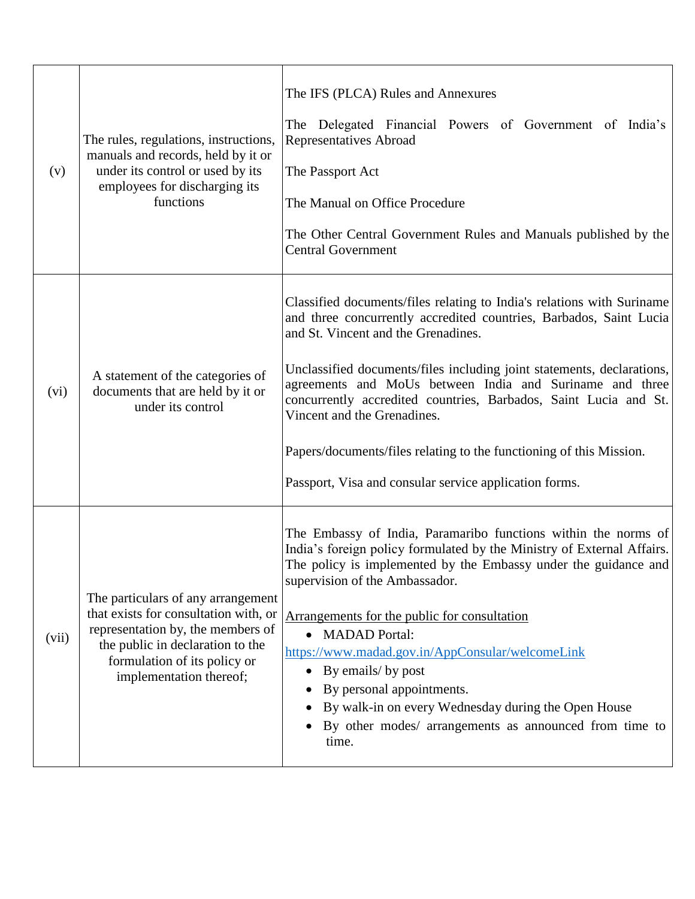| | | |
|---|---|---|
| (v) | The rules, regulations, instructions, manuals and records, held by it or under its control or used by its employees for discharging its functions | The IFS (PLCA) Rules and Annexures<br><br>The Delegated Financial Powers of Government of India's Representatives Abroad<br><br>The Passport Act<br><br>The Manual on Office Procedure<br><br>The Other Central Government Rules and Manuals published by the Central Government |
| (vi) | A statement of the categories of documents that are held by it or under its control | Classified documents/files relating to India's relations with Suriname and three concurrently accredited countries, Barbados, Saint Lucia and St. Vincent and the Grenadines.<br><br>Unclassified documents/files including joint statements, declarations, agreements and MoUs between India and Suriname and three concurrently accredited countries, Barbados, Saint Lucia and St. Vincent and the Grenadines.<br><br>Papers/documents/files relating to the functioning of this Mission.<br><br>Passport, Visa and consular service application forms. |
| (vii) | The particulars of any arrangement that exists for consultation with, or representation by, the members of the public in declaration to the formulation of its policy or implementation thereof; | The Embassy of India, Paramaribo functions within the norms of India's foreign policy formulated by the Ministry of External Affairs. The policy is implemented by the Embassy under the guidance and supervision of the Ambassador.<br><br><u>Arrangements for the public for consultation</u><br>• MADAD Portal: https://www.madad.gov.in/AppConsular/welcomeLink<br>• By emails/ by post<br>• By personal appointments.<br>• By walk-in on every Wednesday during the Open House<br>• By other modes/ arrangements as announced from time to time. |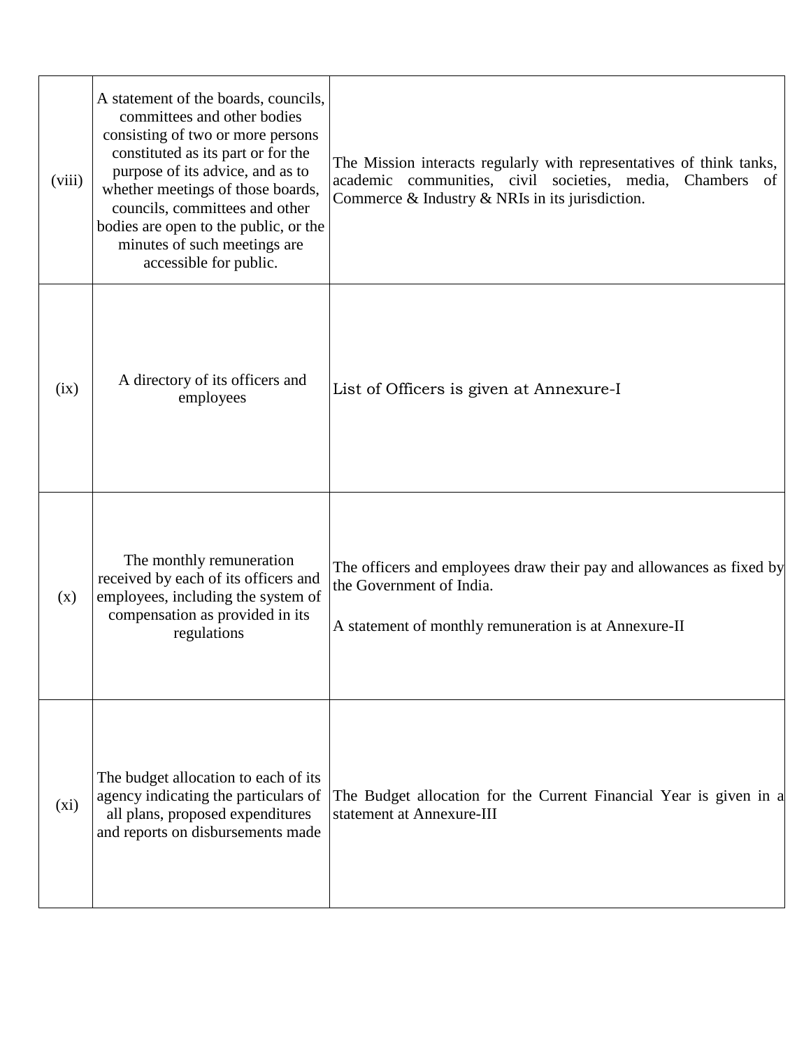| (viii) | A statement of the boards, councils, committees and other bodies consisting of two or more persons constituted as its part or for the purpose of its advice, and as to whether meetings of those boards, councils, committees and other bodies are open to the public, or the minutes of such meetings are accessible for public. | The Mission interacts regularly with representatives of think tanks, academic communities, civil societies, media, Chambers of Commerce & Industry & NRIs in its jurisdiction. |
|---|---|---|
| (ix) | A directory of its officers and employees | List of Officers is given at Annexure-I |
| (x) | The monthly remuneration received by each of its officers and employees, including the system of compensation as provided in its regulations | The officers and employees draw their pay and allowances as fixed by the Government of India.<br><br>A statement of monthly remuneration is at Annexure-II |
| (xi) | The budget allocation to each of its agency indicating the particulars of all plans, proposed expenditures and reports on disbursements made | The Budget allocation for the Current Financial Year is given in a statement at Annexure-III |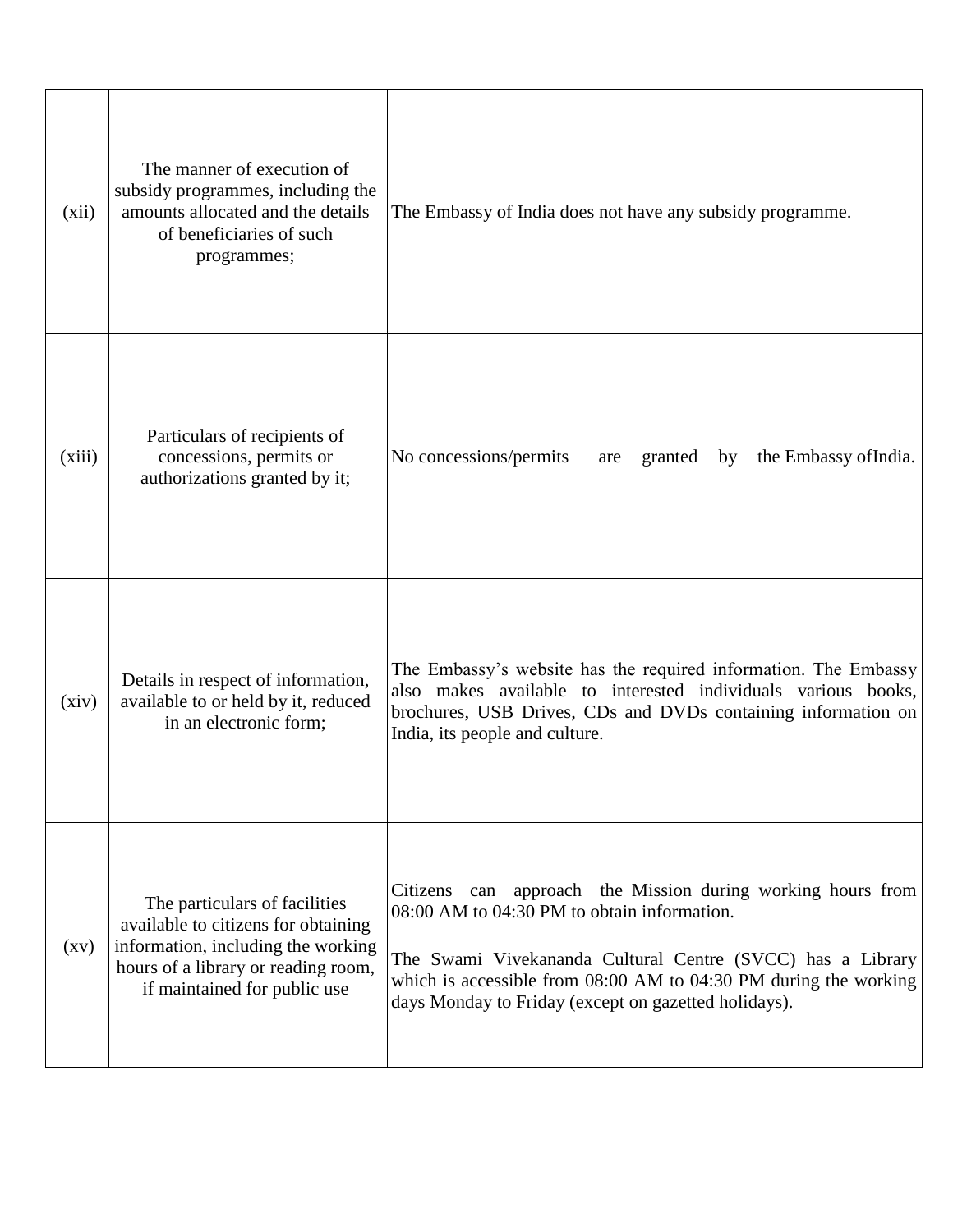| (xii) | The manner of execution of subsidy programmes, including the amounts allocated and the details of beneficiaries of such programmes; | The Embassy of India does not have any subsidy programme. |
|---|---|---|
| (xiii) | Particulars of recipients of concessions, permits or authorizations granted by it; | No concessions/permits are granted by the Embassy ofIndia. |
| (xiv) | Details in respect of information, available to or held by it, reduced in an electronic form; | The Embassy's website has the required information. The Embassy also makes available to interested individuals various books, brochures, USB Drives, CDs and DVDs containing information on India, its people and culture. |
| (xv) | The particulars of facilities available to citizens for obtaining information, including the working hours of a library or reading room, if maintained for public use | Citizens can approach the Mission during working hours from 08:00 AM to 04:30 PM to obtain information.<br><br>The Swami Vivekananda Cultural Centre (SVCC) has a Library which is accessible from 08:00 AM to 04:30 PM during the working days Monday to Friday (except on gazetted holidays). |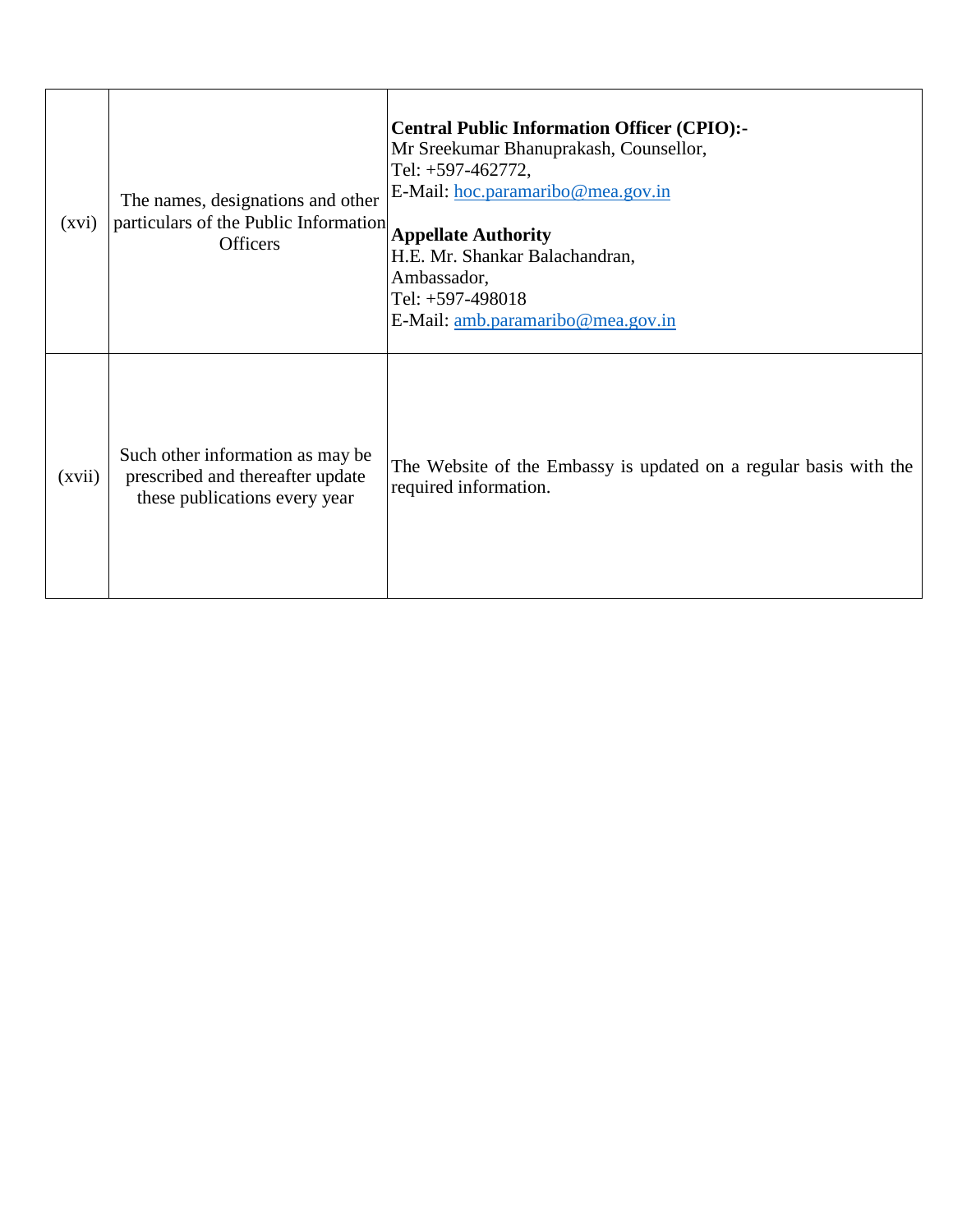| | | |
|---|---|---|
| (xvi) | The names, designations and other particulars of the Public Information Officers | **Central Public Information Officer (CPIO):-**<br>Mr Sreekumar Bhanuprakash, Counsellor,<br>Tel: +597-462772,<br>E-Mail: hoc.paramaribo@mea.gov.in<br><br>**Appellate Authority**<br>H.E. Mr. Shankar Balachandran,<br>Ambassador,<br>Tel: +597-498018<br>E-Mail: amb.paramaribo@mea.gov.in |
| (xvii) | Such other information as may be prescribed and thereafter update these publications every year | The Website of the Embassy is updated on a regular basis with the required information. |